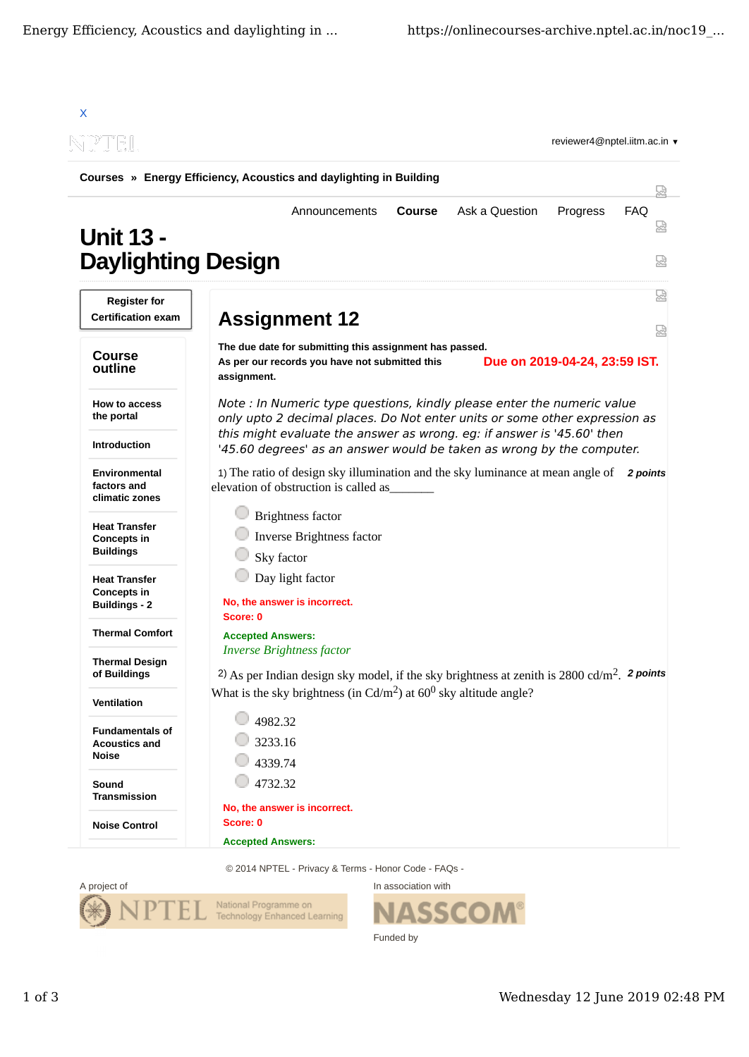Courses » Energy Efficiency, Acoustics and daylighting in Building

Announcements | Course | Ask a Question | Progress | FAQ

# Unit 13 - Daylighting Design

Register for Certification exam

**Course outline**

- How to access the portal
- Introduction
- Environmental factors and climatic zones
- Heat Transfer Concepts in Buildings
- Heat Transfer Concepts in Buildings - 2
- Thermal Comfort
- Thermal Design of Buildings
- Ventilation
- Fundamentals of Acoustics and Noise
- Sound Transmission
- Noise Control

## Assignment 12

**The due date for submitting this assignment has passed.**
**As per our records you have not submitted this assignment.**

**Due on 2019-04-24, 23:59 IST.**

*Note : In Numeric type questions, kindly please enter the numeric value only upto 2 decimal places. Do Not enter units or some other expression as this might evaluate the answer as wrong. eg: if answer is '45.60' then '45.60 degrees' as an answer would be taken as wrong by the computer.*

1) The ratio of design sky illumination and the sky luminance at mean angle of elevation of obstruction is called as_______ ***2 points***

- Brightness factor
- Inverse Brightness factor
- Sky factor
- Day light factor

**No, the answer is incorrect.**
**Score: 0**

**Accepted Answers:**
*Inverse Brightness factor*

2) As per Indian design sky model, if the sky brightness at zenith is 2800 cd/m$^2$. What is the sky brightness (in Cd/m$^2$) at 60$^0$ sky altitude angle? ***2 points***

- 4982.32
- 3233.16
- 4339.74
- 4732.32

**No, the answer is incorrect.**
**Score: 0**

**Accepted Answers:**

© 2014 NPTEL - Privacy & Terms - Honor Code - FAQs -

A project of NPTEL National Programme on Technology Enhanced Learning

In association with NASSCOM

Funded by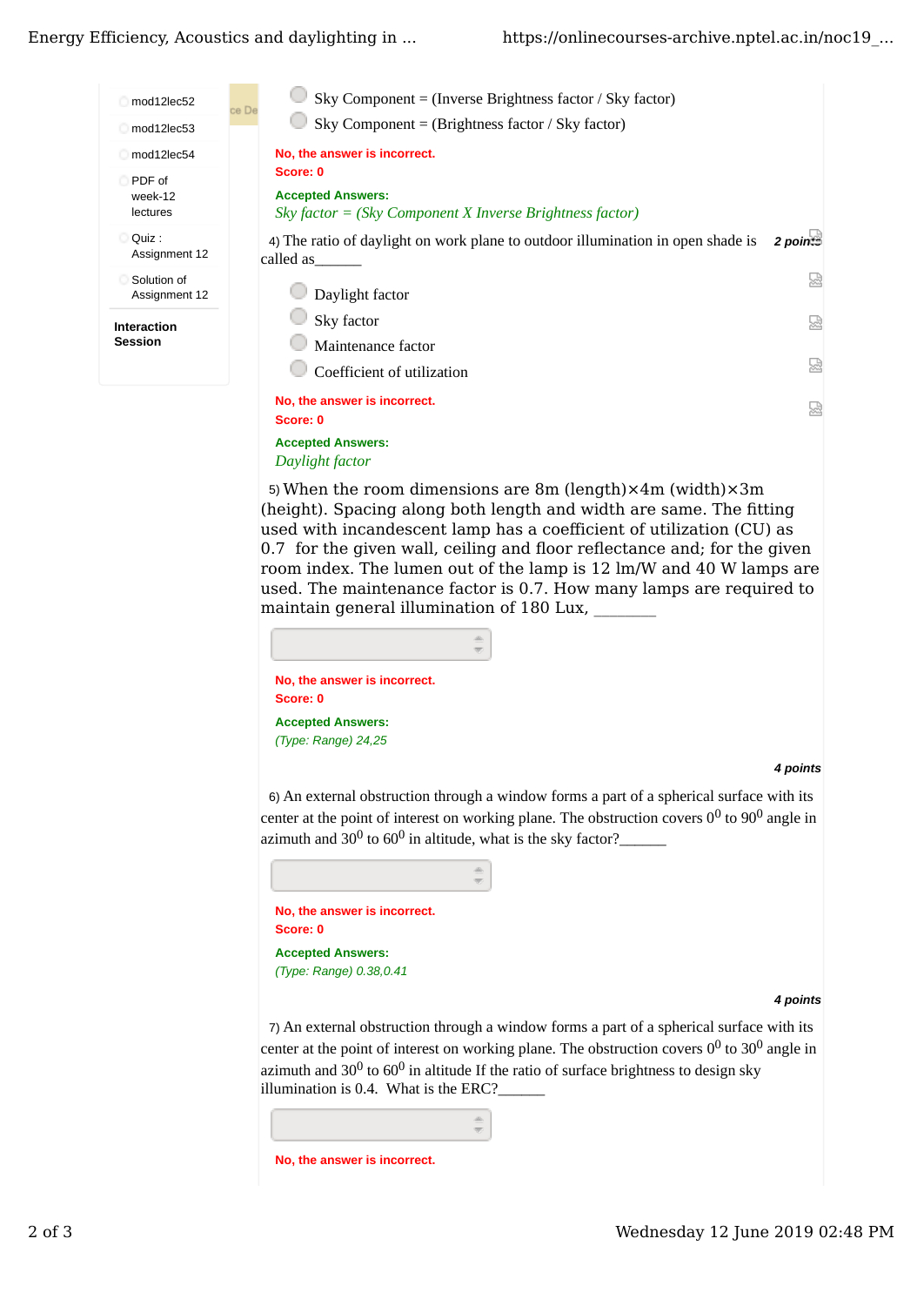- mod12lec52
- mod12lec53
- mod12lec54
- PDF of week-12 lectures
- Quiz : Assignment 12
- Solution of Assignment 12

**Interaction Session**

- Sky Component = (Inverse Brightness factor / Sky factor)
- Sky Component = (Brightness factor / Sky factor)

**No, the answer is incorrect.**
**Score: 0**

**Accepted Answers:**
*Sky factor = (Sky Component X Inverse Brightness factor)*

4) The ratio of daylight on work plane to outdoor illumination in open shade is called as______ *2 points*

- Daylight factor
- Sky factor
- Maintenance factor
- Coefficient of utilization

**No, the answer is incorrect.**
**Score: 0**

**Accepted Answers:**
*Daylight factor*

5) When the room dimensions are 8m (length)×4m (width)×3m (height). Spacing along both length and width are same. The fitting used with incandescent lamp has a coefficient of utilization (CU) as 0.7 for the given wall, ceiling and floor reflectance and; for the given room index. The lumen out of the lamp is 12 lm/W and 40 W lamps are used. The maintenance factor is 0.7. How many lamps are required to maintain general illumination of 180 Lux, ________

**No, the answer is incorrect.**
**Score: 0**

**Accepted Answers:**
*(Type: Range) 24,25*

*4 points*

6) An external obstruction through a window forms a part of a spherical surface with its center at the point of interest on working plane. The obstruction covers $0^0$ to $90^0$ angle in azimuth and $30^0$ to $60^0$ in altitude, what is the sky factor?______

**No, the answer is incorrect.**
**Score: 0**

**Accepted Answers:**
*(Type: Range) 0.38,0.41*

*4 points*

7) An external obstruction through a window forms a part of a spherical surface with its center at the point of interest on working plane. The obstruction covers $0^0$ to $30^0$ angle in azimuth and $30^0$ to $60^0$ in altitude If the ratio of surface brightness to design sky illumination is 0.4. What is the ERC?______

**No, the answer is incorrect.**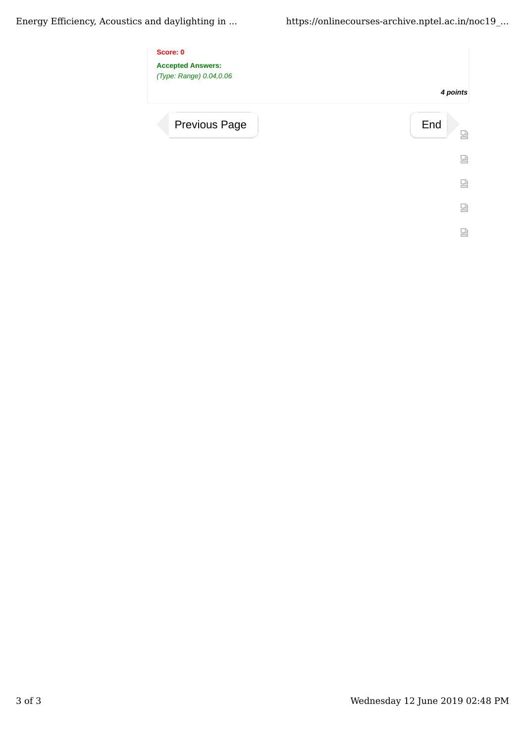**Score: 0**

**Accepted Answers:**

*(Type: Range) 0.04,0.06*

***4 points***

Previous Page

End